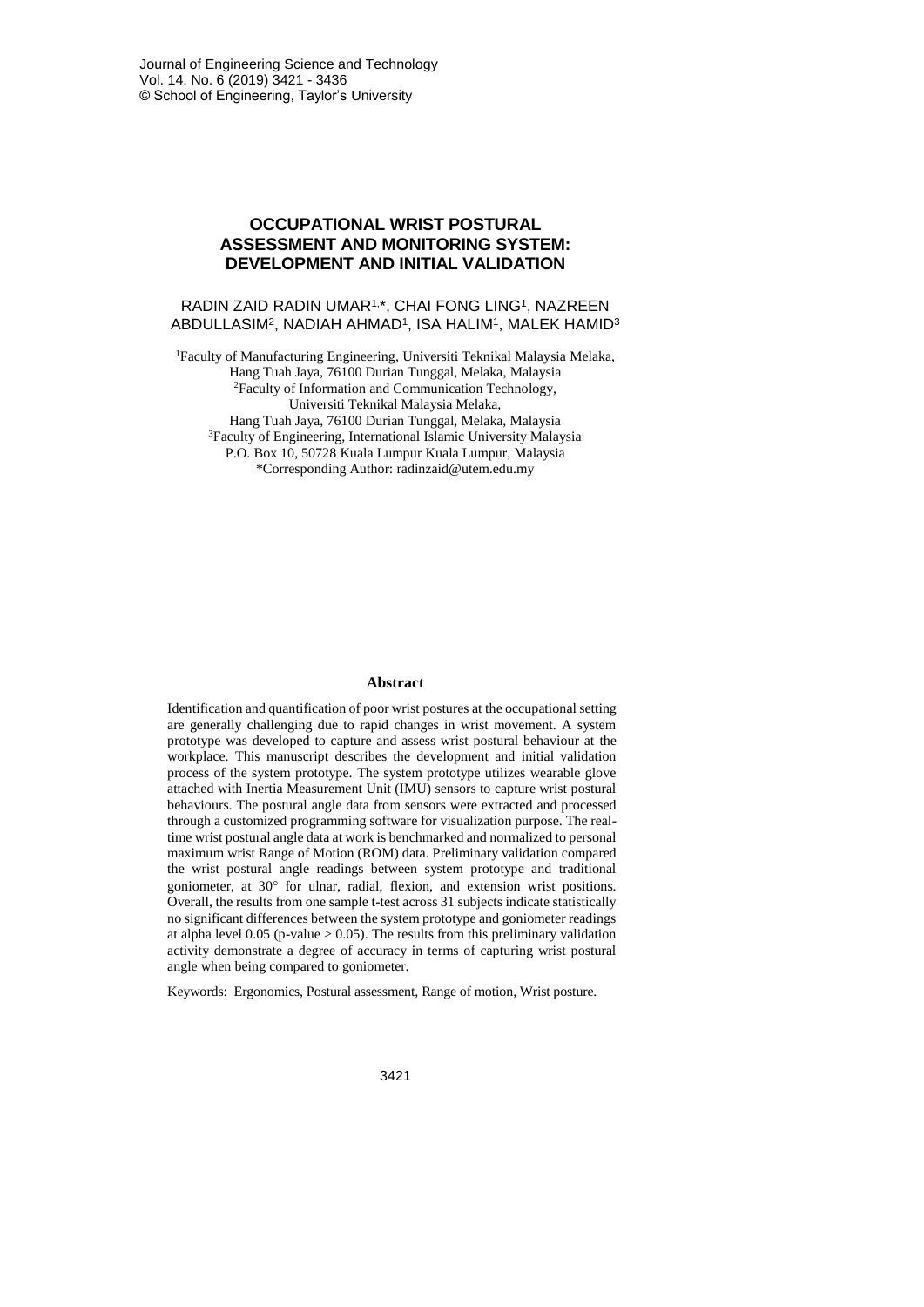# OCCUPATIONAL WRIST POSTURAL ASSESSMENT AND MONITORING SYSTEM: DEVELOPMENT AND INITIAL VALIDATION

RADIN ZAID RADIN UMAR[1,*], CHAI FONG LING[1], NAZREEN ABDULLASIM[2], NADIAH AHMAD[1], ISA HALIM[1], MALEK HAMID[3]

[1]Faculty of Manufacturing Engineering, Universiti Teknikal Malaysia Melaka, Hang Tuah Jaya, 76100 Durian Tunggal, Melaka, Malaysia
[2]Faculty of Information and Communication Technology, Universiti Teknikal Malaysia Melaka, Hang Tuah Jaya, 76100 Durian Tunggal, Melaka, Malaysia
[3]Faculty of Engineering, International Islamic University Malaysia P.O. Box 10, 50728 Kuala Lumpur Kuala Lumpur, Malaysia
*Corresponding Author: radinzaid@utem.edu.my

## Abstract

Identification and quantification of poor wrist postures at the occupational setting are generally challenging due to rapid changes in wrist movement. A system prototype was developed to capture and assess wrist postural behaviour at the workplace. This manuscript describes the development and initial validation process of the system prototype. The system prototype utilizes wearable glove attached with Inertia Measurement Unit (IMU) sensors to capture wrist postural behaviours. The postural angle data from sensors were extracted and processed through a customized programming software for visualization purpose. The real-time wrist postural angle data at work is benchmarked and normalized to personal maximum wrist Range of Motion (ROM) data. Preliminary validation compared the wrist postural angle readings between system prototype and traditional goniometer, at 30° for ulnar, radial, flexion, and extension wrist positions. Overall, the results from one sample t-test across 31 subjects indicate statistically no significant differences between the system prototype and goniometer readings at alpha level 0.05 ($p$-value $> 0.05$). The results from this preliminary validation activity demonstrate a degree of accuracy in terms of capturing wrist postural angle when being compared to goniometer.

Keywords: Ergonomics, Postural assessment, Range of motion, Wrist posture.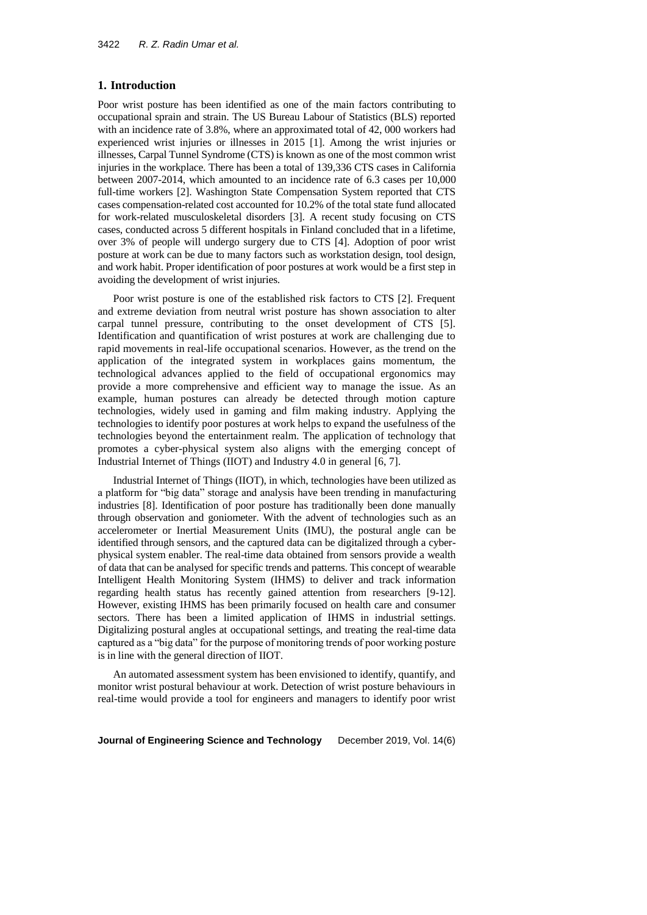## 1. Introduction

Poor wrist posture has been identified as one of the main factors contributing to occupational sprain and strain. The US Bureau Labour of Statistics (BLS) reported with an incidence rate of 3.8%, where an approximated total of 42, 000 workers had experienced wrist injuries or illnesses in 2015 [1]. Among the wrist injuries or illnesses, Carpal Tunnel Syndrome (CTS) is known as one of the most common wrist injuries in the workplace. There has been a total of 139,336 CTS cases in California between 2007-2014, which amounted to an incidence rate of 6.3 cases per 10,000 full-time workers [2]. Washington State Compensation System reported that CTS cases compensation-related cost accounted for 10.2% of the total state fund allocated for work-related musculoskeletal disorders [3]. A recent study focusing on CTS cases, conducted across 5 different hospitals in Finland concluded that in a lifetime, over 3% of people will undergo surgery due to CTS [4]. Adoption of poor wrist posture at work can be due to many factors such as workstation design, tool design, and work habit. Proper identification of poor postures at work would be a first step in avoiding the development of wrist injuries.

Poor wrist posture is one of the established risk factors to CTS [2]. Frequent and extreme deviation from neutral wrist posture has shown association to alter carpal tunnel pressure, contributing to the onset development of CTS [5]. Identification and quantification of wrist postures at work are challenging due to rapid movements in real-life occupational scenarios. However, as the trend on the application of the integrated system in workplaces gains momentum, the technological advances applied to the field of occupational ergonomics may provide a more comprehensive and efficient way to manage the issue. As an example, human postures can already be detected through motion capture technologies, widely used in gaming and film making industry. Applying the technologies to identify poor postures at work helps to expand the usefulness of the technologies beyond the entertainment realm. The application of technology that promotes a cyber-physical system also aligns with the emerging concept of Industrial Internet of Things (IIOT) and Industry 4.0 in general [6, 7].

Industrial Internet of Things (IIOT), in which, technologies have been utilized as a platform for "big data" storage and analysis have been trending in manufacturing industries [8]. Identification of poor posture has traditionally been done manually through observation and goniometer. With the advent of technologies such as an accelerometer or Inertial Measurement Units (IMU), the postural angle can be identified through sensors, and the captured data can be digitalized through a cyber-physical system enabler. The real-time data obtained from sensors provide a wealth of data that can be analysed for specific trends and patterns. This concept of wearable Intelligent Health Monitoring System (IHMS) to deliver and track information regarding health status has recently gained attention from researchers [9-12]. However, existing IHMS has been primarily focused on health care and consumer sectors. There has been a limited application of IHMS in industrial settings. Digitalizing postural angles at occupational settings, and treating the real-time data captured as a "big data" for the purpose of monitoring trends of poor working posture is in line with the general direction of IIOT.

An automated assessment system has been envisioned to identify, quantify, and monitor wrist postural behaviour at work. Detection of wrist posture behaviours in real-time would provide a tool for engineers and managers to identify poor wrist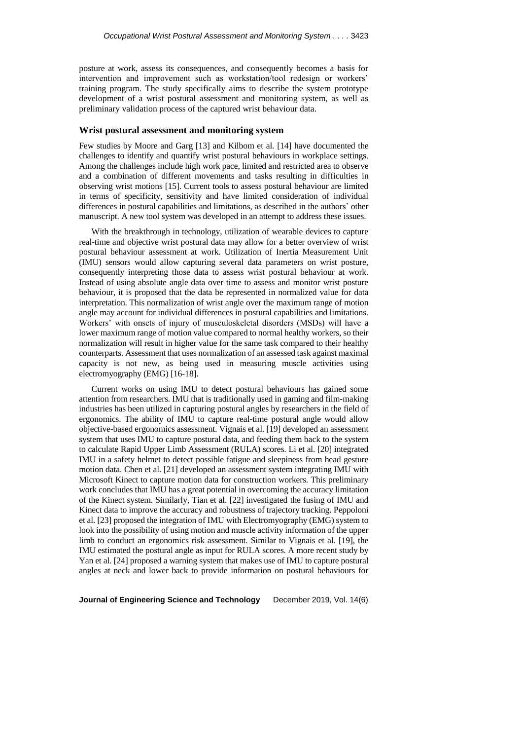posture at work, assess its consequences, and consequently becomes a basis for intervention and improvement such as workstation/tool redesign or workers' training program. The study specifically aims to describe the system prototype development of a wrist postural assessment and monitoring system, as well as preliminary validation process of the captured wrist behaviour data.

## Wrist postural assessment and monitoring system

Few studies by Moore and Garg [13] and Kilbom et al. [14] have documented the challenges to identify and quantify wrist postural behaviours in workplace settings. Among the challenges include high work pace, limited and restricted area to observe and a combination of different movements and tasks resulting in difficulties in observing wrist motions [15]. Current tools to assess postural behaviour are limited in terms of specificity, sensitivity and have limited consideration of individual differences in postural capabilities and limitations, as described in the authors' other manuscript. A new tool system was developed in an attempt to address these issues.

With the breakthrough in technology, utilization of wearable devices to capture real-time and objective wrist postural data may allow for a better overview of wrist postural behaviour assessment at work. Utilization of Inertia Measurement Unit (IMU) sensors would allow capturing several data parameters on wrist posture, consequently interpreting those data to assess wrist postural behaviour at work. Instead of using absolute angle data over time to assess and monitor wrist posture behaviour, it is proposed that the data be represented in normalized value for data interpretation. This normalization of wrist angle over the maximum range of motion angle may account for individual differences in postural capabilities and limitations. Workers' with onsets of injury of musculoskeletal disorders (MSDs) will have a lower maximum range of motion value compared to normal healthy workers, so their normalization will result in higher value for the same task compared to their healthy counterparts. Assessment that uses normalization of an assessed task against maximal capacity is not new, as being used in measuring muscle activities using electromyography (EMG) [16-18].

Current works on using IMU to detect postural behaviours has gained some attention from researchers. IMU that is traditionally used in gaming and film-making industries has been utilized in capturing postural angles by researchers in the field of ergonomics. The ability of IMU to capture real-time postural angle would allow objective-based ergonomics assessment. Vignais et al. [19] developed an assessment system that uses IMU to capture postural data, and feeding them back to the system to calculate Rapid Upper Limb Assessment (RULA) scores. Li et al. [20] integrated IMU in a safety helmet to detect possible fatigue and sleepiness from head gesture motion data. Chen et al. [21] developed an assessment system integrating IMU with Microsoft Kinect to capture motion data for construction workers. This preliminary work concludes that IMU has a great potential in overcoming the accuracy limitation of the Kinect system. Similarly, Tian et al. [22] investigated the fusing of IMU and Kinect data to improve the accuracy and robustness of trajectory tracking. Peppoloni et al. [23] proposed the integration of IMU with Electromyography (EMG) system to look into the possibility of using motion and muscle activity information of the upper limb to conduct an ergonomics risk assessment. Similar to Vignais et al. [19], the IMU estimated the postural angle as input for RULA scores. A more recent study by Yan et al. [24] proposed a warning system that makes use of IMU to capture postural angles at neck and lower back to provide information on postural behaviours for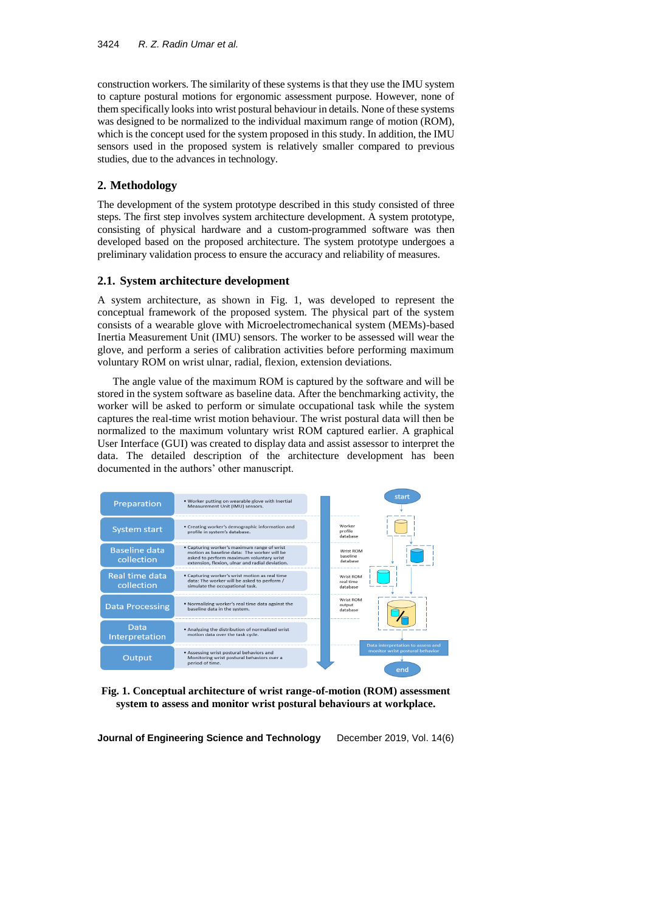construction workers. The similarity of these systems is that they use the IMU system to capture postural motions for ergonomic assessment purpose. However, none of them specifically looks into wrist postural behaviour in details. None of these systems was designed to be normalized to the individual maximum range of motion (ROM), which is the concept used for the system proposed in this study. In addition, the IMU sensors used in the proposed system is relatively smaller compared to previous studies, due to the advances in technology.

## 2. Methodology

The development of the system prototype described in this study consisted of three steps. The first step involves system architecture development. A system prototype, consisting of physical hardware and a custom-programmed software was then developed based on the proposed architecture. The system prototype undergoes a preliminary validation process to ensure the accuracy and reliability of measures.

### 2.1. System architecture development

A system architecture, as shown in Fig. 1, was developed to represent the conceptual framework of the proposed system. The physical part of the system consists of a wearable glove with Microelectromechanical system (MEMs)-based Inertia Measurement Unit (IMU) sensors. The worker to be assessed will wear the glove, and perform a series of calibration activities before performing maximum voluntary ROM on wrist ulnar, radial, flexion, extension deviations.

The angle value of the maximum ROM is captured by the software and will be stored in the system software as baseline data. After the benchmarking activity, the worker will be asked to perform or simulate occupational task while the system captures the real-time wrist motion behaviour. The wrist postural data will then be normalized to the maximum voluntary wrist ROM captured earlier. A graphical User Interface (GUI) was created to display data and assist assessor to interpret the data. The detailed description of the architecture development has been documented in the authors' other manuscript.

| Step | Description | Database |
|---|---|---|
| Preparation | • Worker putting on wearable glove with Inertial Measurement Unit (IMU) sensors. | |
| System start | • Creating worker's demographic information and profile in system's database. | Worker profile database |
| Baseline data collection | • Capturing worker's maximum range of wrist motion as baseline data: The worker will be asked to perform maximum voluntary wrist extension, flexion, ulnar and radial deviation. | Wrist ROM baseline database |
| Real time data collection | • Capturing worker's wrist motion as real time data: The worker will be asked to perform / simulate the occupational task. | Wrist ROM real time database |
| Data Processing | • Normalizing worker's real time data against the baseline data in the system. | Wrist ROM output database |
| Data Interpretation | • Analyzing the distribution of normalized wrist motion data over the task cycle. | Data interpretation to assess and monitor wrist postural behavior |
| Output | • Assessing wrist postural behaviors and Monitoring wrist postural behaviors over a period of time. | |

**Fig. 1. Conceptual architecture of wrist range-of-motion (ROM) assessment system to assess and monitor wrist postural behaviours at workplace.**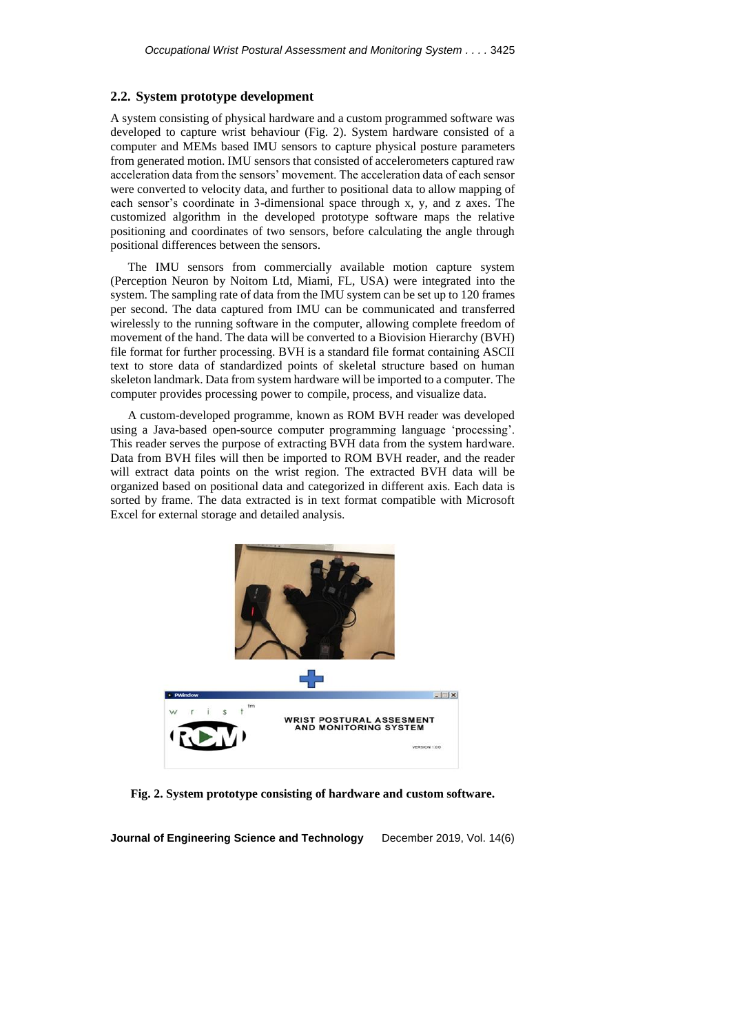## 2.2. System prototype development

A system consisting of physical hardware and a custom programmed software was developed to capture wrist behaviour (Fig. 2). System hardware consisted of a computer and MEMs based IMU sensors to capture physical posture parameters from generated motion. IMU sensors that consisted of accelerometers captured raw acceleration data from the sensors' movement. The acceleration data of each sensor were converted to velocity data, and further to positional data to allow mapping of each sensor's coordinate in 3-dimensional space through x, y, and z axes. The customized algorithm in the developed prototype software maps the relative positioning and coordinates of two sensors, before calculating the angle through positional differences between the sensors.

The IMU sensors from commercially available motion capture system (Perception Neuron by Noitom Ltd, Miami, FL, USA) were integrated into the system. The sampling rate of data from the IMU system can be set up to 120 frames per second. The data captured from IMU can be communicated and transferred wirelessly to the running software in the computer, allowing complete freedom of movement of the hand. The data will be converted to a Biovision Hierarchy (BVH) file format for further processing. BVH is a standard file format containing ASCII text to store data of standardized points of skeletal structure based on human skeleton landmark. Data from system hardware will be imported to a computer. The computer provides processing power to compile, process, and visualize data.

A custom-developed programme, known as ROM BVH reader was developed using a Java-based open-source computer programming language 'processing'. This reader serves the purpose of extracting BVH data from the system hardware. Data from BVH files will then be imported to ROM BVH reader, and the reader will extract data points on the wrist region. The extracted BVH data will be organized based on positional data and categorized in different axis. Each data is sorted by frame. The data extracted is in text format compatible with Microsoft Excel for external storage and detailed analysis.

**Fig. 2. System prototype consisting of hardware and custom software.**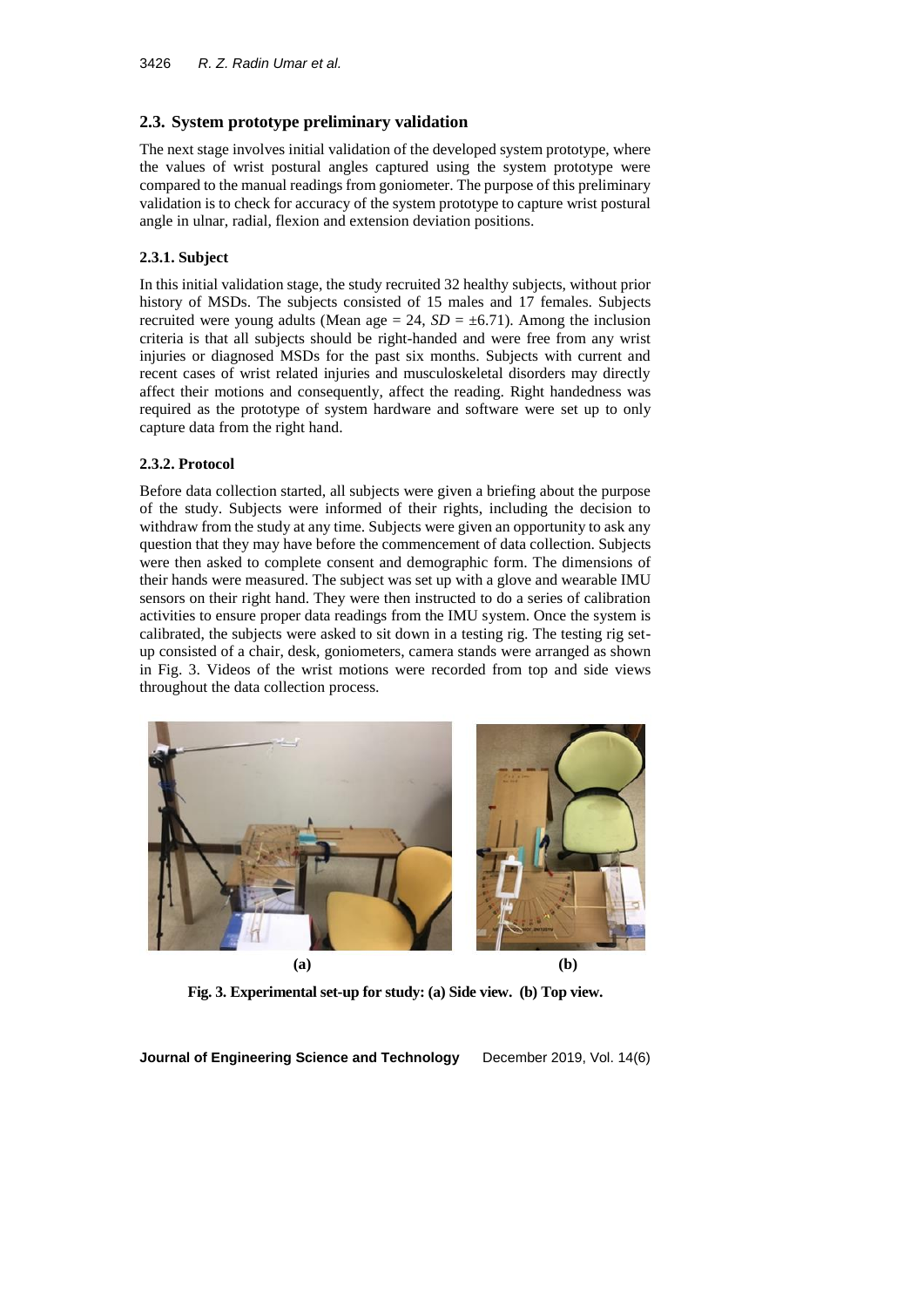## 2.3. System prototype preliminary validation

The next stage involves initial validation of the developed system prototype, where the values of wrist postural angles captured using the system prototype were compared to the manual readings from goniometer. The purpose of this preliminary validation is to check for accuracy of the system prototype to capture wrist postural angle in ulnar, radial, flexion and extension deviation positions.

### 2.3.1. Subject

In this initial validation stage, the study recruited 32 healthy subjects, without prior history of MSDs. The subjects consisted of 15 males and 17 females. Subjects recruited were young adults (Mean age = 24, *SD* = ±6.71). Among the inclusion criteria is that all subjects should be right-handed and were free from any wrist injuries or diagnosed MSDs for the past six months. Subjects with current and recent cases of wrist related injuries and musculoskeletal disorders may directly affect their motions and consequently, affect the reading. Right handedness was required as the prototype of system hardware and software were set up to only capture data from the right hand.

### 2.3.2. Protocol

Before data collection started, all subjects were given a briefing about the purpose of the study. Subjects were informed of their rights, including the decision to withdraw from the study at any time. Subjects were given an opportunity to ask any question that they may have before the commencement of data collection. Subjects were then asked to complete consent and demographic form. The dimensions of their hands were measured. The subject was set up with a glove and wearable IMU sensors on their right hand. They were then instructed to do a series of calibration activities to ensure proper data readings from the IMU system. Once the system is calibrated, the subjects were asked to sit down in a testing rig. The testing rig set-up consisted of a chair, desk, goniometers, camera stands were arranged as shown in Fig. 3. Videos of the wrist motions were recorded from top and side views throughout the data collection process.

(a) (b)

**Fig. 3. Experimental set-up for study: (a) Side view. (b) Top view.**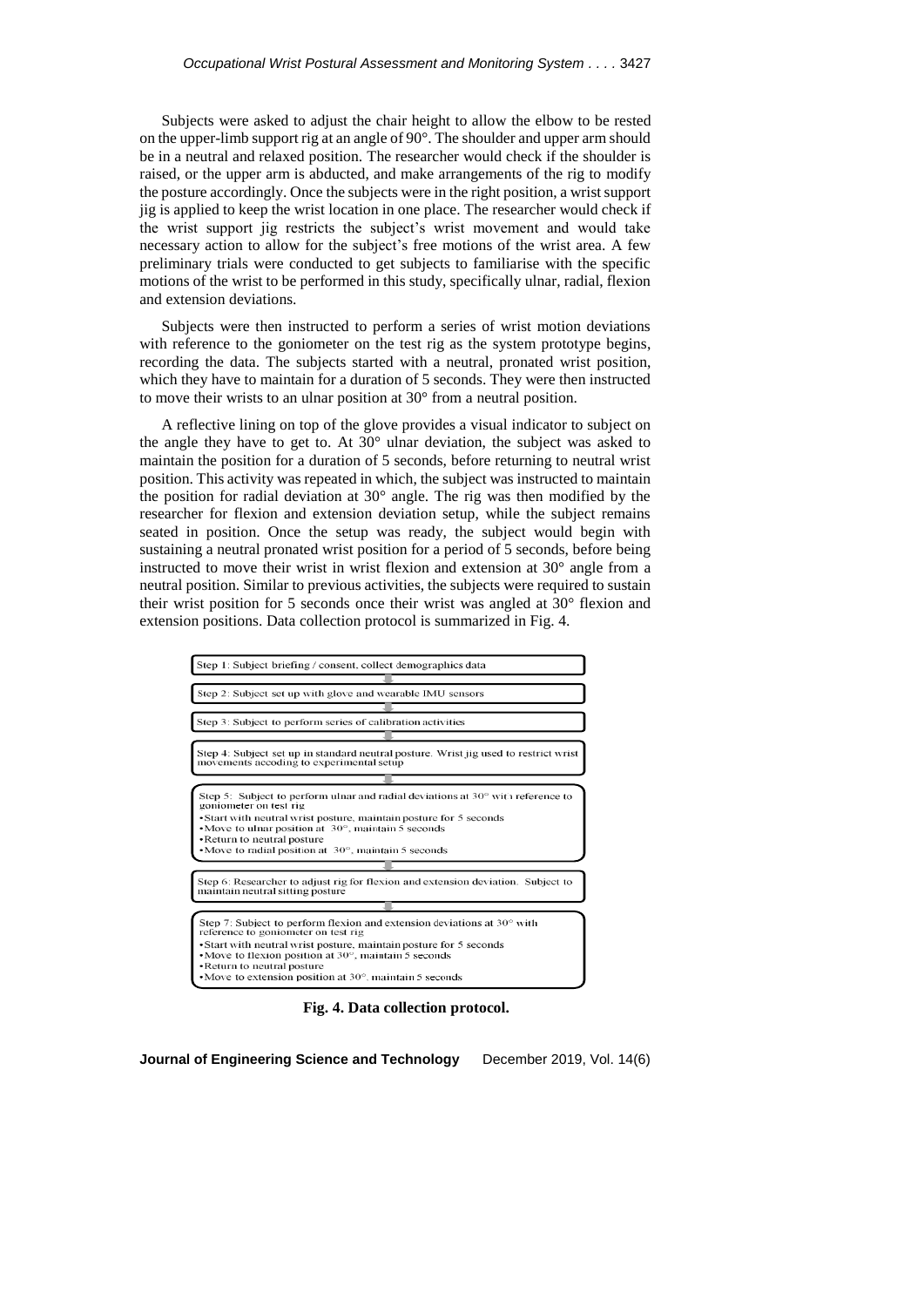Subjects were asked to adjust the chair height to allow the elbow to be rested on the upper-limb support rig at an angle of 90°. The shoulder and upper arm should be in a neutral and relaxed position. The researcher would check if the shoulder is raised, or the upper arm is abducted, and make arrangements of the rig to modify the posture accordingly. Once the subjects were in the right position, a wrist support jig is applied to keep the wrist location in one place. The researcher would check if the wrist support jig restricts the subject's wrist movement and would take necessary action to allow for the subject's free motions of the wrist area. A few preliminary trials were conducted to get subjects to familiarise with the specific motions of the wrist to be performed in this study, specifically ulnar, radial, flexion and extension deviations.

Subjects were then instructed to perform a series of wrist motion deviations with reference to the goniometer on the test rig as the system prototype begins, recording the data. The subjects started with a neutral, pronated wrist position, which they have to maintain for a duration of 5 seconds. They were then instructed to move their wrists to an ulnar position at 30° from a neutral position.

A reflective lining on top of the glove provides a visual indicator to subject on the angle they have to get to. At 30° ulnar deviation, the subject was asked to maintain the position for a duration of 5 seconds, before returning to neutral wrist position. This activity was repeated in which, the subject was instructed to maintain the position for radial deviation at 30° angle. The rig was then modified by the researcher for flexion and extension deviation setup, while the subject remains seated in position. Once the setup was ready, the subject would begin with sustaining a neutral pronated wrist position for a period of 5 seconds, before being instructed to move their wrist in wrist flexion and extension at 30° angle from a neutral position. Similar to previous activities, the subjects were required to sustain their wrist position for 5 seconds once their wrist was angled at 30° flexion and extension positions. Data collection protocol is summarized in Fig. 4.

Step 1: Subject briefing / consent, collect demographics data

Step 2: Subject set up with glove and wearable IMU sensors

Step 3: Subject to perform series of calibration activities

Step 4: Subject set up in standard neutral posture. Wrist jig used to restrict wrist movements accoding to experimental setup

Step 5: Subject to perform ulnar and radial deviations at 30° with reference to goniometer on test rig

- Start with neutral wrist posture, maintain posture for 5 seconds
- Move to ulnar position at 30°, maintain 5 seconds
- Return to neutral posture
- Move to radial position at 30°, maintain 5 seconds

Step 6: Researcher to adjust rig for flexion and extension deviation. Subject to maintain neutral sitting posture

Step 7: Subject to perform flexion and extension deviations at 30° with reference to goniometer on test rig

- Start with neutral wrist posture, maintain posture for 5 seconds
- Move to flexion position at 30°, maintain 5 seconds
- Return to neutral posture
- Move to extension position at 30°, maintain 5 seconds

**Fig. 4. Data collection protocol.**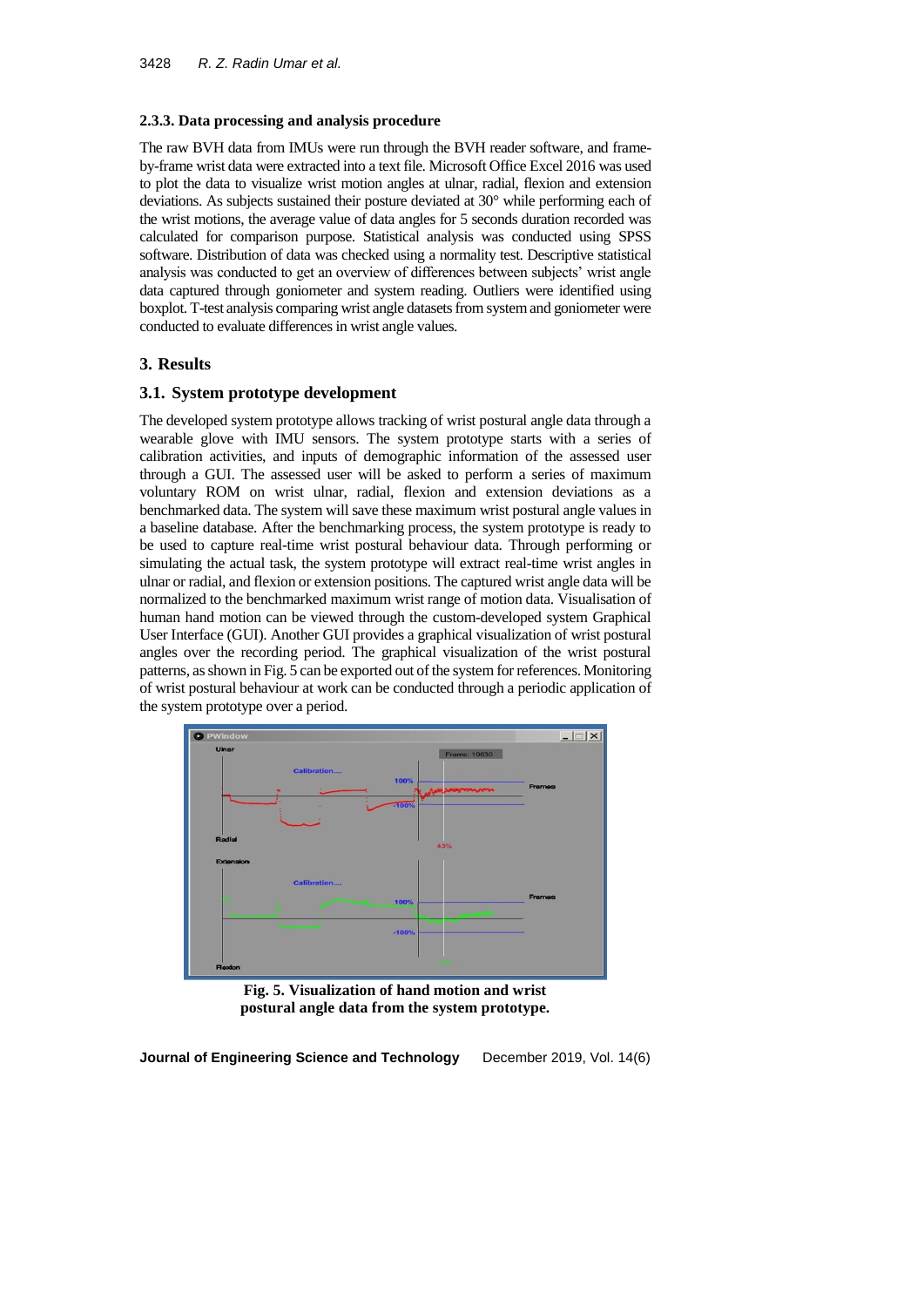### 2.3.3. Data processing and analysis procedure

The raw BVH data from IMUs were run through the BVH reader software, and frame-by-frame wrist data were extracted into a text file. Microsoft Office Excel 2016 was used to plot the data to visualize wrist motion angles at ulnar, radial, flexion and extension deviations. As subjects sustained their posture deviated at 30° while performing each of the wrist motions, the average value of data angles for 5 seconds duration recorded was calculated for comparison purpose. Statistical analysis was conducted using SPSS software. Distribution of data was checked using a normality test. Descriptive statistical analysis was conducted to get an overview of differences between subjects' wrist angle data captured through goniometer and system reading. Outliers were identified using boxplot. T-test analysis comparing wrist angle datasets from system and goniometer were conducted to evaluate differences in wrist angle values.

## 3. Results

### 3.1. System prototype development

The developed system prototype allows tracking of wrist postural angle data through a wearable glove with IMU sensors. The system prototype starts with a series of calibration activities, and inputs of demographic information of the assessed user through a GUI. The assessed user will be asked to perform a series of maximum voluntary ROM on wrist ulnar, radial, flexion and extension deviations as a benchmarked data. The system will save these maximum wrist postural angle values in a baseline database. After the benchmarking process, the system prototype is ready to be used to capture real-time wrist postural behaviour data. Through performing or simulating the actual task, the system prototype will extract real-time wrist angles in ulnar or radial, and flexion or extension positions. The captured wrist angle data will be normalized to the benchmarked maximum wrist range of motion data. Visualisation of human hand motion can be viewed through the custom-developed system Graphical User Interface (GUI). Another GUI provides a graphical visualization of wrist postural angles over the recording period. The graphical visualization of the wrist postural patterns, as shown in Fig. 5 can be exported out of the system for references. Monitoring of wrist postural behaviour at work can be conducted through a periodic application of the system prototype over a period.

**Fig. 5. Visualization of hand motion and wrist postural angle data from the system prototype.**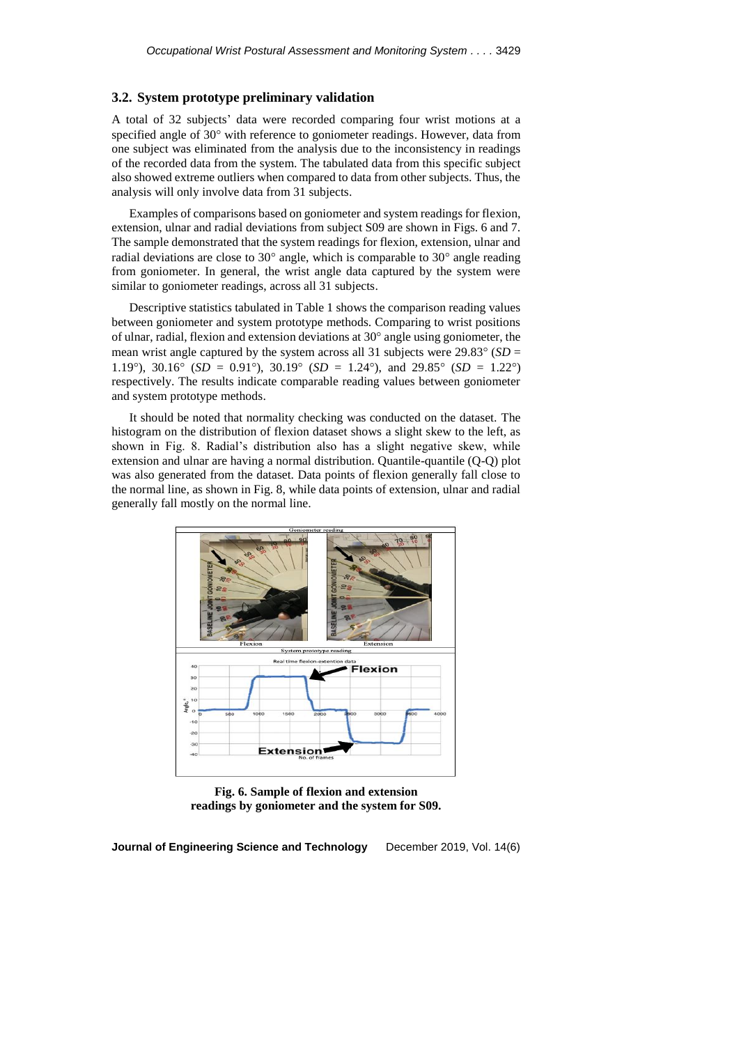### 3.2. System prototype preliminary validation

A total of 32 subjects' data were recorded comparing four wrist motions at a specified angle of 30° with reference to goniometer readings. However, data from one subject was eliminated from the analysis due to the inconsistency in readings of the recorded data from the system. The tabulated data from this specific subject also showed extreme outliers when compared to data from other subjects. Thus, the analysis will only involve data from 31 subjects.

Examples of comparisons based on goniometer and system readings for flexion, extension, ulnar and radial deviations from subject S09 are shown in Figs. 6 and 7. The sample demonstrated that the system readings for flexion, extension, ulnar and radial deviations are close to 30° angle, which is comparable to 30° angle reading from goniometer. In general, the wrist angle data captured by the system were similar to goniometer readings, across all 31 subjects.

Descriptive statistics tabulated in Table 1 shows the comparison reading values between goniometer and system prototype methods. Comparing to wrist positions of ulnar, radial, flexion and extension deviations at 30° angle using goniometer, the mean wrist angle captured by the system across all 31 subjects were 29.83° (*SD* = 1.19°), 30.16° (*SD* = 0.91°), 30.19° (*SD* = 1.24°), and 29.85° (*SD* = 1.22°) respectively. The results indicate comparable reading values between goniometer and system prototype methods.

It should be noted that normality checking was conducted on the dataset. The histogram on the distribution of flexion dataset shows a slight skew to the left, as shown in Fig. 8. Radial's distribution also has a slight negative skew, while extension and ulnar are having a normal distribution. Quantile-quantile (Q-Q) plot was also generated from the dataset. Data points of flexion generally fall close to the normal line, as shown in Fig. 8, while data points of extension, ulnar and radial generally fall mostly on the normal line.

**Fig. 6. Sample of flexion and extension readings by goniometer and the system for S09.**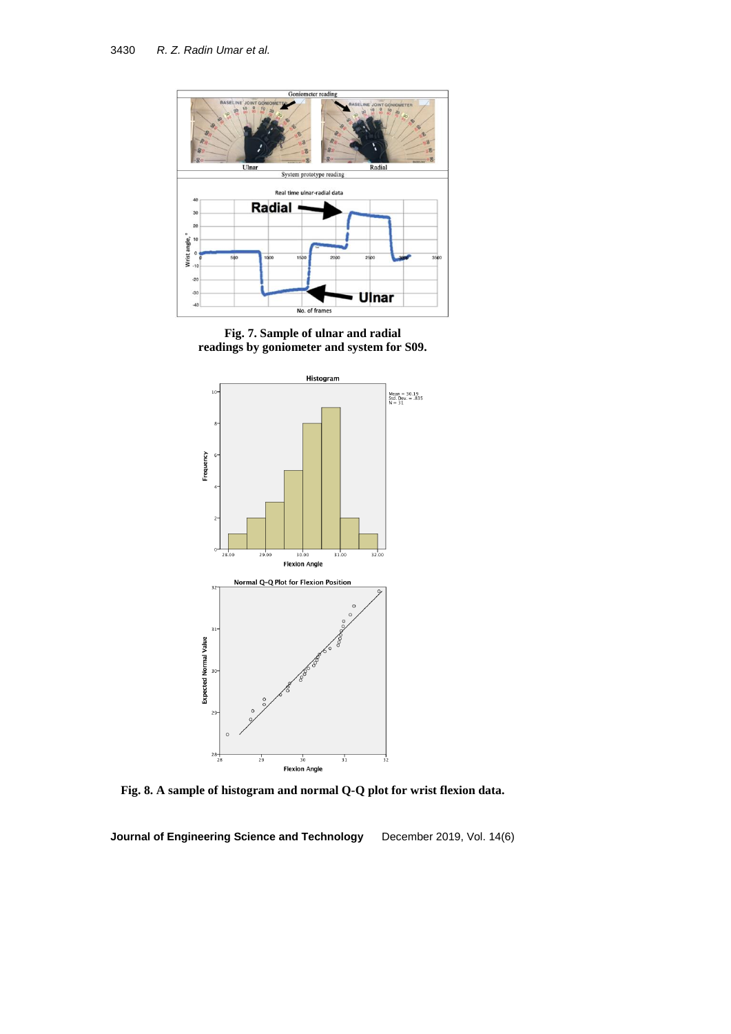**Fig. 7. Sample of ulnar and radial readings by goniometer and system for S09.**

**Fig. 8. A sample of histogram and normal Q-Q plot for wrist flexion data.**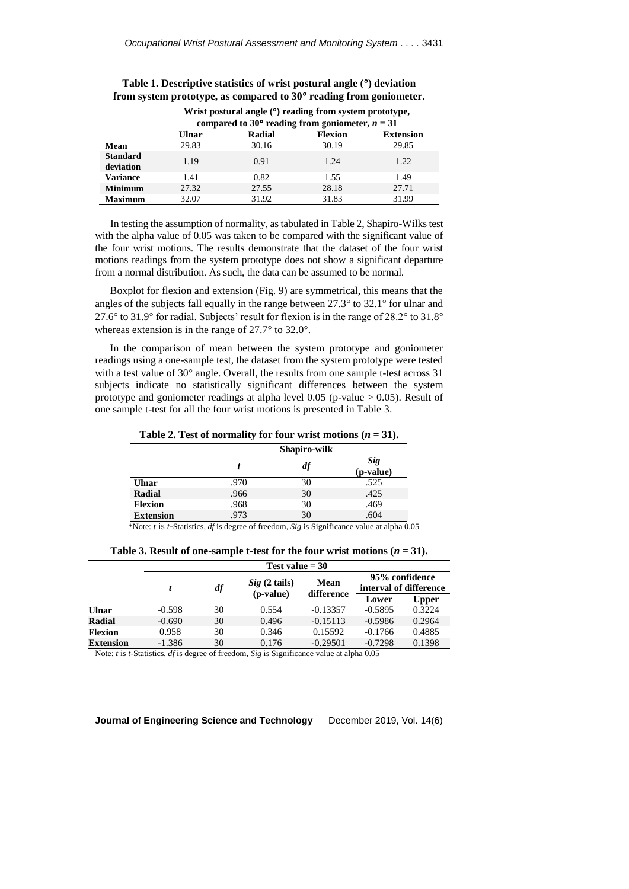**Table 1. Descriptive statistics of wrist postural angle (°) deviation from system prototype, as compared to 30° reading from goniometer.**

| | Wrist postural angle (°) reading from system prototype, compared to 30° reading from goniometer, $n$ = 31 | | | |
|---|---|---|---|---|
| | **Ulnar** | **Radial** | **Flexion** | **Extension** |
| **Mean** | 29.83 | 30.16 | 30.19 | 29.85 |
| **Standard deviation** | 1.19 | 0.91 | 1.24 | 1.22 |
| **Variance** | 1.41 | 0.82 | 1.55 | 1.49 |
| **Minimum** | 27.32 | 27.55 | 28.18 | 27.71 |
| **Maximum** | 32.07 | 31.92 | 31.83 | 31.99 |

In testing the assumption of normality, as tabulated in Table 2, Shapiro-Wilks test with the alpha value of 0.05 was taken to be compared with the significant value of the four wrist motions. The results demonstrate that the dataset of the four wrist motions readings from the system prototype does not show a significant departure from a normal distribution. As such, the data can be assumed to be normal.

Boxplot for flexion and extension (Fig. 9) are symmetrical, this means that the angles of the subjects fall equally in the range between 27.3° to 32.1° for ulnar and 27.6° to 31.9° for radial. Subjects' result for flexion is in the range of 28.2° to 31.8° whereas extension is in the range of 27.7° to 32.0°.

In the comparison of mean between the system prototype and goniometer readings using a one-sample test, the dataset from the system prototype were tested with a test value of 30° angle. Overall, the results from one sample t-test across 31 subjects indicate no statistically significant differences between the system prototype and goniometer readings at alpha level 0.05 (p-value > 0.05). Result of one sample t-test for all the four wrist motions is presented in Table 3.

**Table 2. Test of normality for four wrist motions ($n$ = 31).**

| | Shapiro-wilk | | |
|---|---|---|---|
| | $t$ | $df$ | *Sig* (p-value) |
| **Ulnar** | .970 | 30 | .525 |
| **Radial** | .966 | 30 | .425 |
| **Flexion** | .968 | 30 | .469 |
| **Extension** | .973 | 30 | .604 |

*Note: $t$ is $t$-Statistics, $df$ is degree of freedom, *Sig* is Significance value at alpha 0.05

**Table 3. Result of one-sample t-test for the four wrist motions ($n$ = 31).**

| | Test value = 30 | | | | | |
|---|---|---|---|---|---|---|
| | $t$ | $df$ | *Sig* (2 tails) (p-value) | Mean difference | 95% confidence interval of difference | |
| | | | | | Lower | Upper |
| **Ulnar** | -0.598 | 30 | 0.554 | -0.13357 | -0.5895 | 0.3224 |
| **Radial** | -0.690 | 30 | 0.496 | -0.15113 | -0.5986 | 0.2964 |
| **Flexion** | 0.958 | 30 | 0.346 | 0.15592 | -0.1766 | 0.4885 |
| **Extension** | -1.386 | 30 | 0.176 | -0.29501 | -0.7298 | 0.1398 |

Note: $t$ is $t$-Statistics, $df$ is degree of freedom, *Sig* is Significance value at alpha 0.05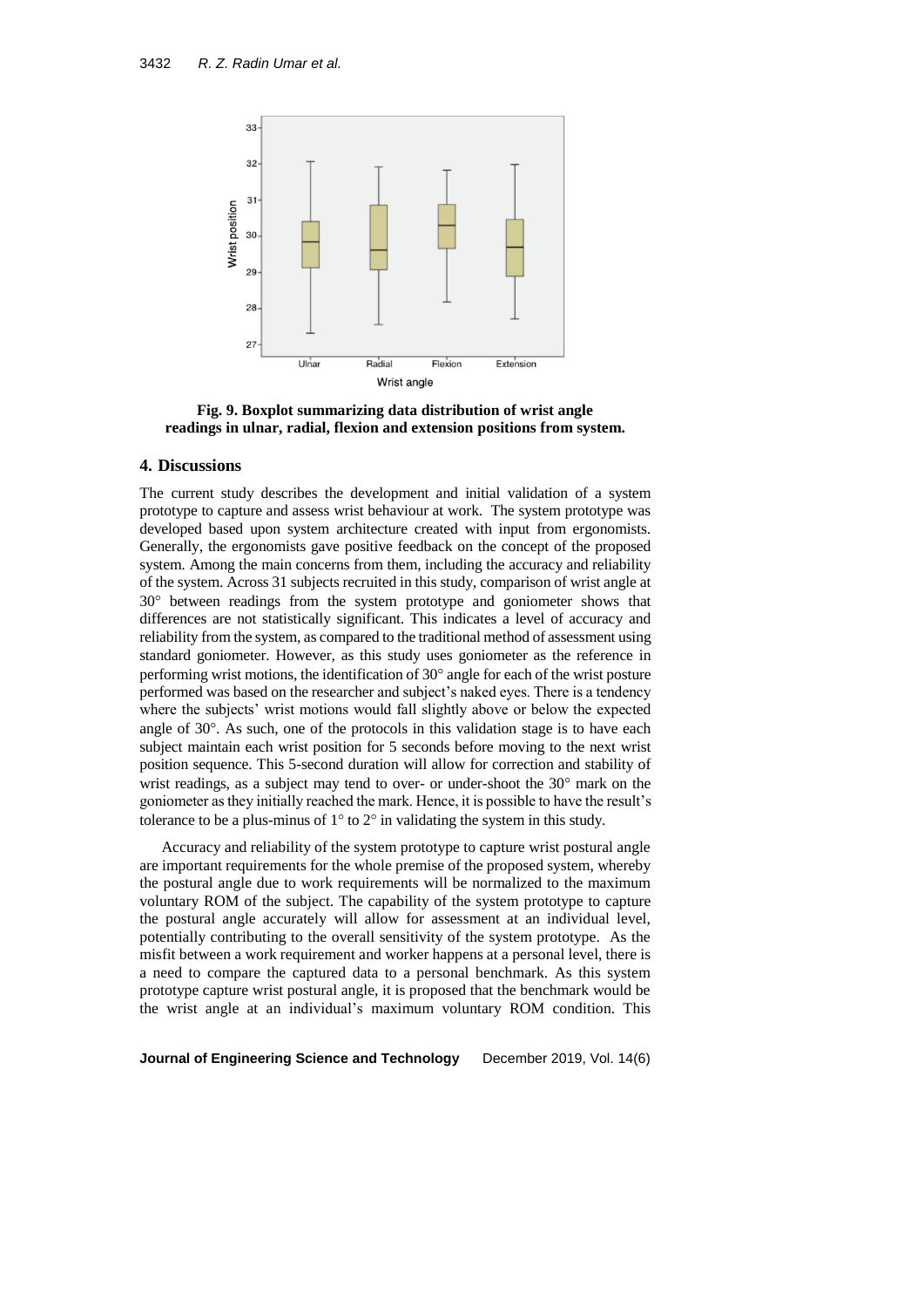**Fig. 9. Boxplot summarizing data distribution of wrist angle readings in ulnar, radial, flexion and extension positions from system.**

## 4. Discussions

The current study describes the development and initial validation of a system prototype to capture and assess wrist behaviour at work. The system prototype was developed based upon system architecture created with input from ergonomists. Generally, the ergonomists gave positive feedback on the concept of the proposed system. Among the main concerns from them, including the accuracy and reliability of the system. Across 31 subjects recruited in this study, comparison of wrist angle at 30° between readings from the system prototype and goniometer shows that differences are not statistically significant. This indicates a level of accuracy and reliability from the system, as compared to the traditional method of assessment using standard goniometer. However, as this study uses goniometer as the reference in performing wrist motions, the identification of 30° angle for each of the wrist posture performed was based on the researcher and subject's naked eyes. There is a tendency where the subjects' wrist motions would fall slightly above or below the expected angle of 30°. As such, one of the protocols in this validation stage is to have each subject maintain each wrist position for 5 seconds before moving to the next wrist position sequence. This 5-second duration will allow for correction and stability of wrist readings, as a subject may tend to over- or under-shoot the 30° mark on the goniometer as they initially reached the mark. Hence, it is possible to have the result's tolerance to be a plus-minus of 1° to 2° in validating the system in this study.

Accuracy and reliability of the system prototype to capture wrist postural angle are important requirements for the whole premise of the proposed system, whereby the postural angle due to work requirements will be normalized to the maximum voluntary ROM of the subject. The capability of the system prototype to capture the postural angle accurately will allow for assessment at an individual level, potentially contributing to the overall sensitivity of the system prototype. As the misfit between a work requirement and worker happens at a personal level, there is a need to compare the captured data to a personal benchmark. As this system prototype capture wrist postural angle, it is proposed that the benchmark would be the wrist angle at an individual's maximum voluntary ROM condition. This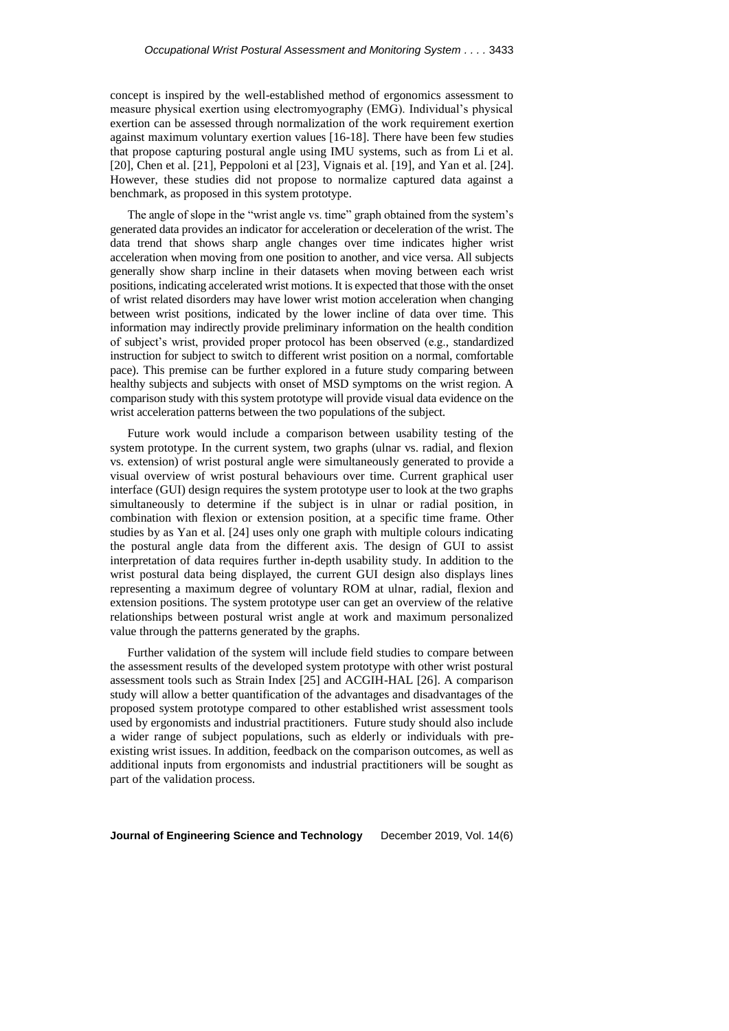concept is inspired by the well-established method of ergonomics assessment to measure physical exertion using electromyography (EMG). Individual's physical exertion can be assessed through normalization of the work requirement exertion against maximum voluntary exertion values [16-18]. There have been few studies that propose capturing postural angle using IMU systems, such as from Li et al. [20], Chen et al. [21], Peppoloni et al [23], Vignais et al. [19], and Yan et al. [24]. However, these studies did not propose to normalize captured data against a benchmark, as proposed in this system prototype.

The angle of slope in the "wrist angle vs. time" graph obtained from the system's generated data provides an indicator for acceleration or deceleration of the wrist. The data trend that shows sharp angle changes over time indicates higher wrist acceleration when moving from one position to another, and vice versa. All subjects generally show sharp incline in their datasets when moving between each wrist positions, indicating accelerated wrist motions. It is expected that those with the onset of wrist related disorders may have lower wrist motion acceleration when changing between wrist positions, indicated by the lower incline of data over time. This information may indirectly provide preliminary information on the health condition of subject's wrist, provided proper protocol has been observed (e.g., standardized instruction for subject to switch to different wrist position on a normal, comfortable pace). This premise can be further explored in a future study comparing between healthy subjects and subjects with onset of MSD symptoms on the wrist region. A comparison study with this system prototype will provide visual data evidence on the wrist acceleration patterns between the two populations of the subject.

Future work would include a comparison between usability testing of the system prototype. In the current system, two graphs (ulnar vs. radial, and flexion vs. extension) of wrist postural angle were simultaneously generated to provide a visual overview of wrist postural behaviours over time. Current graphical user interface (GUI) design requires the system prototype user to look at the two graphs simultaneously to determine if the subject is in ulnar or radial position, in combination with flexion or extension position, at a specific time frame. Other studies by as Yan et al. [24] uses only one graph with multiple colours indicating the postural angle data from the different axis. The design of GUI to assist interpretation of data requires further in-depth usability study. In addition to the wrist postural data being displayed, the current GUI design also displays lines representing a maximum degree of voluntary ROM at ulnar, radial, flexion and extension positions. The system prototype user can get an overview of the relative relationships between postural wrist angle at work and maximum personalized value through the patterns generated by the graphs.

Further validation of the system will include field studies to compare between the assessment results of the developed system prototype with other wrist postural assessment tools such as Strain Index [25] and ACGIH-HAL [26]. A comparison study will allow a better quantification of the advantages and disadvantages of the proposed system prototype compared to other established wrist assessment tools used by ergonomists and industrial practitioners. Future study should also include a wider range of subject populations, such as elderly or individuals with pre-existing wrist issues. In addition, feedback on the comparison outcomes, as well as additional inputs from ergonomists and industrial practitioners will be sought as part of the validation process.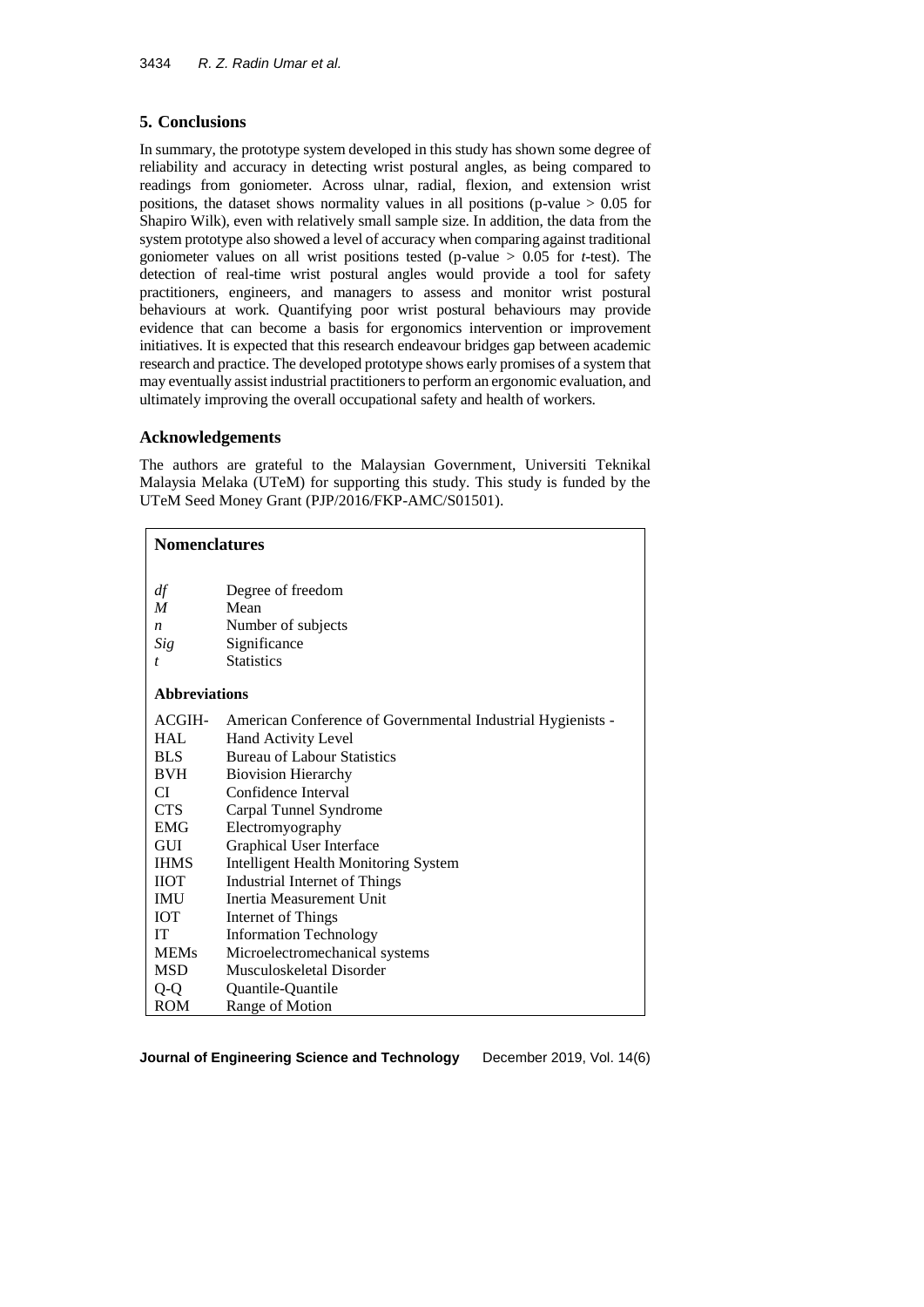## 5. Conclusions

In summary, the prototype system developed in this study has shown some degree of reliability and accuracy in detecting wrist postural angles, as being compared to readings from goniometer. Across ulnar, radial, flexion, and extension wrist positions, the dataset shows normality values in all positions (p-value $> 0.05$ for Shapiro Wilk), even with relatively small sample size. In addition, the data from the system prototype also showed a level of accuracy when comparing against traditional goniometer values on all wrist positions tested (p-value $> 0.05$ for *t*-test). The detection of real-time wrist postural angles would provide a tool for safety practitioners, engineers, and managers to assess and monitor wrist postural behaviours at work. Quantifying poor wrist postural behaviours may provide evidence that can become a basis for ergonomics intervention or improvement initiatives. It is expected that this research endeavour bridges gap between academic research and practice. The developed prototype shows early promises of a system that may eventually assist industrial practitioners to perform an ergonomic evaluation, and ultimately improving the overall occupational safety and health of workers.

## Acknowledgements

The authors are grateful to the Malaysian Government, Universiti Teknikal Malaysia Melaka (UTeM) for supporting this study. This study is funded by the UTeM Seed Money Grant (PJP/2016/FKP-AMC/S01501).

**Nomenclatures**

| | |
|---|---|
| $df$ | Degree of freedom |
| $M$ | Mean |
| $n$ | Number of subjects |
| $Sig$ | Significance |
| $t$ | Statistics |

**Abbreviations**

| | |
|---|---|
| ACGIH-HAL | American Conference of Governmental Industrial Hygienists - Hand Activity Level |
| BLS | Bureau of Labour Statistics |
| BVH | Biovision Hierarchy |
| CI | Confidence Interval |
| CTS | Carpal Tunnel Syndrome |
| EMG | Electromyography |
| GUI | Graphical User Interface |
| IHMS | Intelligent Health Monitoring System |
| IIOT | Industrial Internet of Things |
| IMU | Inertia Measurement Unit |
| IOT | Internet of Things |
| IT | Information Technology |
| MEMs | Microelectromechanical systems |
| MSD | Musculoskeletal Disorder |
| Q-Q | Quantile-Quantile |
| ROM | Range of Motion |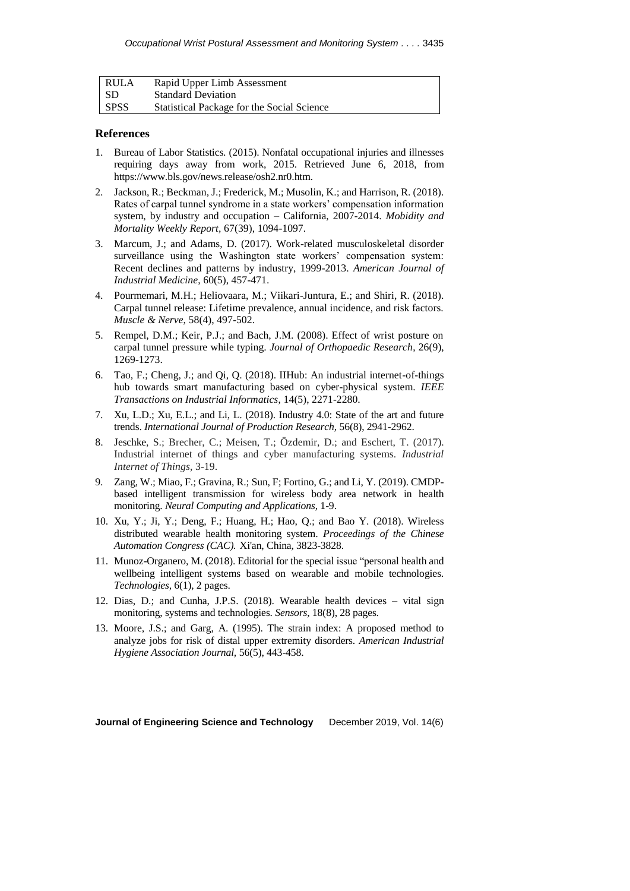| RULA | Rapid Upper Limb Assessment |
|---|---|
| SD | Standard Deviation |
| SPSS | Statistical Package for the Social Science |

## References

1. Bureau of Labor Statistics. (2015). Nonfatal occupational injuries and illnesses requiring days away from work, 2015. Retrieved June 6, 2018, from https://www.bls.gov/news.release/osh2.nr0.htm.
2. Jackson, R.; Beckman, J.; Frederick, M.; Musolin, K.; and Harrison, R. (2018). Rates of carpal tunnel syndrome in a state workers' compensation information system, by industry and occupation – California, 2007-2014. *Mobidity and Mortality Weekly Report*, 67(39), 1094-1097.
3. Marcum, J.; and Adams, D. (2017). Work-related musculoskeletal disorder surveillance using the Washington state workers' compensation system: Recent declines and patterns by industry, 1999-2013. *American Journal of Industrial Medicine*, 60(5), 457-471.
4. Pourmemari, M.H.; Heliovaara, M.; Viikari-Juntura, E.; and Shiri, R. (2018). Carpal tunnel release: Lifetime prevalence, annual incidence, and risk factors. *Muscle & Nerve*, 58(4), 497-502.
5. Rempel, D.M.; Keir, P.J.; and Bach, J.M. (2008). Effect of wrist posture on carpal tunnel pressure while typing. *Journal of Orthopaedic Research*, 26(9), 1269-1273.
6. Tao, F.; Cheng, J.; and Qi, Q. (2018). IIHub: An industrial internet-of-things hub towards smart manufacturing based on cyber-physical system. *IEEE Transactions on Industrial Informatics*, 14(5), 2271-2280.
7. Xu, L.D.; Xu, E.L.; and Li, L. (2018). Industry 4.0: State of the art and future trends. *International Journal of Production Research*, 56(8), 2941-2962.
8. Jeschke, S.; Brecher, C.; Meisen, T.; Özdemir, D.; and Eschert, T. (2017). Industrial internet of things and cyber manufacturing systems. *Industrial Internet of Things*, 3-19.
9. Zang, W.; Miao, F.; Gravina, R.; Sun, F; Fortino, G.; and Li, Y. (2019). CMDP-based intelligent transmission for wireless body area network in health monitoring. *Neural Computing and Applications*, 1-9.
10. Xu, Y.; Ji, Y.; Deng, F.; Huang, H.; Hao, Q.; and Bao Y. (2018). Wireless distributed wearable health monitoring system. *Proceedings of the Chinese Automation Congress (CAC).* Xi'an, China, 3823-3828.
11. Munoz-Organero, M. (2018). Editorial for the special issue "personal health and wellbeing intelligent systems based on wearable and mobile technologies. *Technologies*, 6(1), 2 pages.
12. Dias, D.; and Cunha, J.P.S. (2018). Wearable health devices – vital sign monitoring, systems and technologies. *Sensors*, 18(8), 28 pages.
13. Moore, J.S.; and Garg, A. (1995). The strain index: A proposed method to analyze jobs for risk of distal upper extremity disorders. *American Industrial Hygiene Association Journal*, 56(5), 443-458.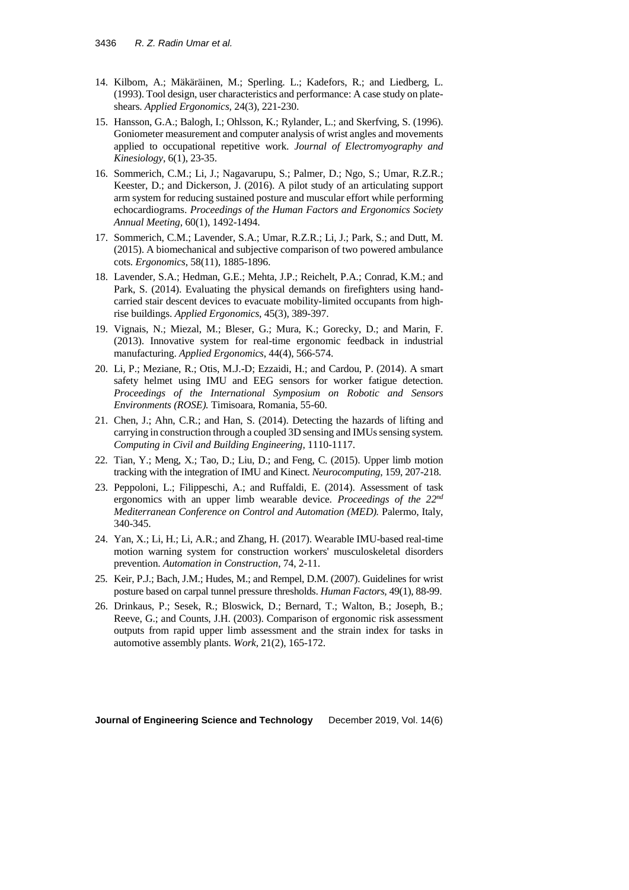14. Kilbom, A.; Mäkäräinen, M.; Sperling. L.; Kadefors, R.; and Liedberg, L. (1993). Tool design, user characteristics and performance: A case study on plate-shears. *Applied Ergonomics*, 24(3), 221-230.
15. Hansson, G.A.; Balogh, I.; Ohlsson, K.; Rylander, L.; and Skerfving, S. (1996). Goniometer measurement and computer analysis of wrist angles and movements applied to occupational repetitive work. *Journal of Electromyography and Kinesiology*, 6(1), 23-35.
16. Sommerich, C.M.; Li, J.; Nagavarupu, S.; Palmer, D.; Ngo, S.; Umar, R.Z.R.; Keester, D.; and Dickerson, J. (2016). A pilot study of an articulating support arm system for reducing sustained posture and muscular effort while performing echocardiograms. *Proceedings of the Human Factors and Ergonomics Society Annual Meeting*, 60(1), 1492-1494.
17. Sommerich, C.M.; Lavender, S.A.; Umar, R.Z.R.; Li, J.; Park, S.; and Dutt, M. (2015). A biomechanical and subjective comparison of two powered ambulance cots. *Ergonomics*, 58(11), 1885-1896.
18. Lavender, S.A.; Hedman, G.E.; Mehta, J.P.; Reichelt, P.A.; Conrad, K.M.; and Park, S. (2014). Evaluating the physical demands on firefighters using hand-carried stair descent devices to evacuate mobility-limited occupants from high-rise buildings. *Applied Ergonomics*, 45(3), 389-397.
19. Vignais, N.; Miezal, M.; Bleser, G.; Mura, K.; Gorecky, D.; and Marin, F. (2013). Innovative system for real-time ergonomic feedback in industrial manufacturing. *Applied Ergonomics*, 44(4), 566-574.
20. Li, P.; Meziane, R.; Otis, M.J.-D; Ezzaidi, H.; and Cardou, P. (2014). A smart safety helmet using IMU and EEG sensors for worker fatigue detection. *Proceedings of the International Symposium on Robotic and Sensors Environments (ROSE).* Timisoara, Romania, 55-60.
21. Chen, J.; Ahn, C.R.; and Han, S. (2014). Detecting the hazards of lifting and carrying in construction through a coupled 3D sensing and IMUs sensing system. *Computing in Civil and Building Engineering*, 1110-1117.
22. Tian, Y.; Meng, X.; Tao, D.; Liu, D.; and Feng, C. (2015). Upper limb motion tracking with the integration of IMU and Kinect. *Neurocomputing*, 159, 207-218.
23. Peppoloni, L.; Filippeschi, A.; and Ruffaldi, E. (2014). Assessment of task ergonomics with an upper limb wearable device. *Proceedings of the 22nd Mediterranean Conference on Control and Automation (MED).* Palermo, Italy, 340-345.
24. Yan, X.; Li, H.; Li, A.R.; and Zhang, H. (2017). Wearable IMU-based real-time motion warning system for construction workers' musculoskeletal disorders prevention. *Automation in Construction*, 74, 2-11.
25. Keir, P.J.; Bach, J.M.; Hudes, M.; and Rempel, D.M. (2007). Guidelines for wrist posture based on carpal tunnel pressure thresholds. *Human Factors*, 49(1), 88-99.
26. Drinkaus, P.; Sesek, R.; Bloswick, D.; Bernard, T.; Walton, B.; Joseph, B.; Reeve, G.; and Counts, J.H. (2003). Comparison of ergonomic risk assessment outputs from rapid upper limb assessment and the strain index for tasks in automotive assembly plants. *Work*, 21(2), 165-172.